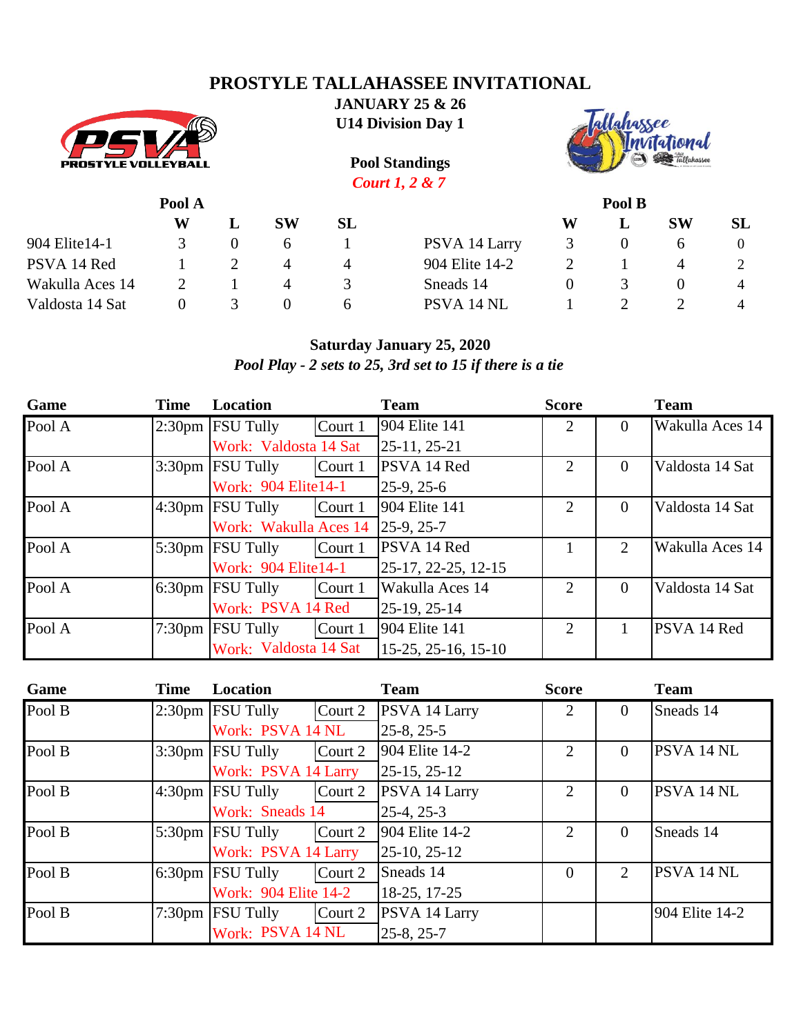# PROSTYLE TALLAHASSEE INVITATIONAL

**JANUARY 25 & 26**

**U14 Division Day 1**

**Pool Standings**

***Court 1, 2 & 7***

| Pool A | W | L | SW | SL |
|---|---|---|---|---|
| 904 Elite14-1 | 3 | 0 | 6 | 1 |
| PSVA 14 Red | 1 | 2 | 4 | 4 |
| Wakulla Aces 14 | 2 | 1 | 4 | 3 |
| Valdosta 14 Sat | 0 | 3 | 0 | 6 |

| Pool B | W | L | SW | SL |
|---|---|---|---|---|
| PSVA 14 Larry | 3 | 0 | 6 | 0 |
| 904 Elite 14-2 | 2 | 1 | 4 | 2 |
| Sneads 14 | 0 | 3 | 0 | 4 |
| PSVA 14 NL | 1 | 2 | 2 | 4 |

**Saturday January 25, 2020**

***Pool Play - 2 sets to 25, 3rd set to 15 if there is a tie***

| Game | Time | Location | | Team | Score | | Team |
|---|---|---|---|---|---|---|---|
| Pool A | 2:30pm | FSU Tully | Court 1 | 904 Elite 141 | 2 | 0 | Wakulla Aces 14 |
| | | Work: Valdosta 14 Sat | | 25-11, 25-21 | | | |
| Pool A | 3:30pm | FSU Tully | Court 1 | PSVA 14 Red | 2 | 0 | Valdosta 14 Sat |
| | | Work: 904 Elite14-1 | | 25-9, 25-6 | | | |
| Pool A | 4:30pm | FSU Tully | Court 1 | 904 Elite 141 | 2 | 0 | Valdosta 14 Sat |
| | | Work: Wakulla Aces 14 | | 25-9, 25-7 | | | |
| Pool A | 5:30pm | FSU Tully | Court 1 | PSVA 14 Red | 1 | 2 | Wakulla Aces 14 |
| | | Work: 904 Elite14-1 | | 25-17, 22-25, 12-15 | | | |
| Pool A | 6:30pm | FSU Tully | Court 1 | Wakulla Aces 14 | 2 | 0 | Valdosta 14 Sat |
| | | Work: PSVA 14 Red | | 25-19, 25-14 | | | |
| Pool A | 7:30pm | FSU Tully | Court 1 | 904 Elite 141 | 2 | 1 | PSVA 14 Red |
| | | Work: Valdosta 14 Sat | | 15-25, 25-16, 15-10 | | | |

| Game | Time | Location | | Team | Score | | Team |
|---|---|---|---|---|---|---|---|
| Pool B | 2:30pm | FSU Tully | Court 2 | PSVA 14 Larry | 2 | 0 | Sneads 14 |
| | | Work: PSVA 14 NL | | 25-8, 25-5 | | | |
| Pool B | 3:30pm | FSU Tully | Court 2 | 904 Elite 14-2 | 2 | 0 | PSVA 14 NL |
| | | Work: PSVA 14 Larry | | 25-15, 25-12 | | | |
| Pool B | 4:30pm | FSU Tully | Court 2 | PSVA 14 Larry | 2 | 0 | PSVA 14 NL |
| | | Work: Sneads 14 | | 25-4, 25-3 | | | |
| Pool B | 5:30pm | FSU Tully | Court 2 | 904 Elite 14-2 | 2 | 0 | Sneads 14 |
| | | Work: PSVA 14 Larry | | 25-10, 25-12 | | | |
| Pool B | 6:30pm | FSU Tully | Court 2 | Sneads 14 | 0 | 2 | PSVA 14 NL |
| | | Work: 904 Elite 14-2 | | 18-25, 17-25 | | | |
| Pool B | 7:30pm | FSU Tully | Court 2 | PSVA 14 Larry | | | 904 Elite 14-2 |
| | | Work: PSVA 14 NL | | 25-8, 25-7 | | | |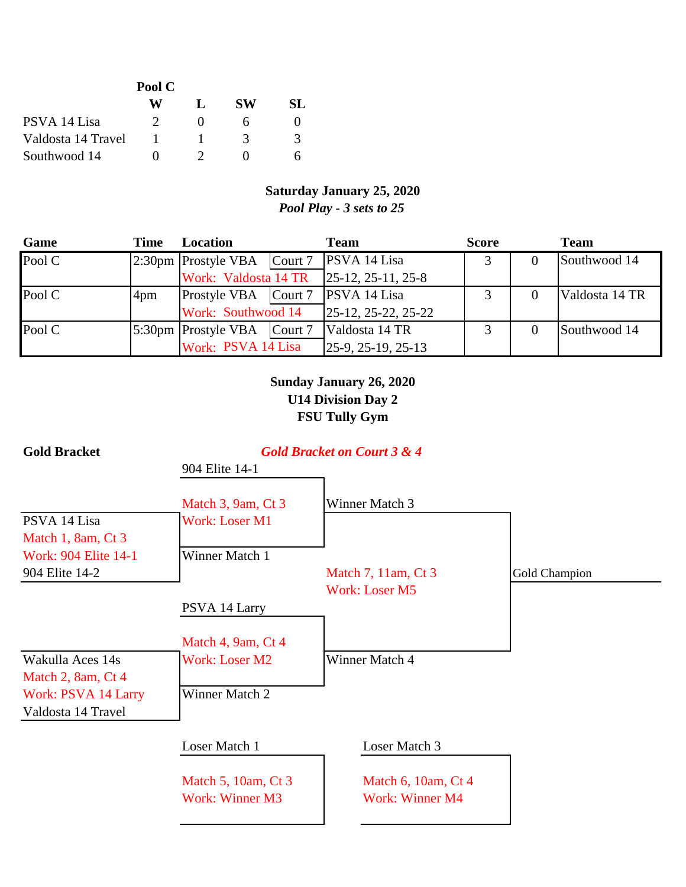**Pool C**

| | W | L | SW | SL |
|---|---|---|---|---|
| PSVA 14 Lisa | 2 | 0 | 6 | 0 |
| Valdosta 14 Travel | 1 | 1 | 3 | 3 |
| Southwood 14 | 0 | 2 | 0 | 6 |

**Saturday January 25, 2020**

***Pool Play - 3 sets to 25***

| Game | Time | Location | | Team | Score | | Team |
|---|---|---|---|---|---|---|---|
| Pool C | 2:30pm | Prostyle VBA | Court 7 | PSVA 14 Lisa | 3 | 0 | Southwood 14 |
| | | Work: Valdosta 14 TR | | 25-12, 25-11, 25-8 | | | |
| Pool C | 4pm | Prostyle VBA | Court 7 | PSVA 14 Lisa | 3 | 0 | Valdosta 14 TR |
| | | Work: Southwood 14 | | 25-12, 25-22, 25-22 | | | |
| Pool C | 5:30pm | Prostyle VBA | Court 7 | Valdosta 14 TR | 3 | 0 | Southwood 14 |
| | | Work: PSVA 14 Lisa | | 25-9, 25-19, 25-13 | | | |

**Sunday January 26, 2020**

**U14 Division Day 2**

**FSU Tully Gym**

**Gold Bracket**

***Gold Bracket on Court 3 & 4***

- Match 1, 8am, Ct 3 — PSVA 14 Lisa vs 904 Elite 14-2 — Work: 904 Elite 14-1
- Match 2, 8am, Ct 4 — Wakulla Aces 14s vs Valdosta 14 Travel — Work: PSVA 14 Larry
- Match 3, 9am, Ct 3 — 904 Elite 14-1 vs Winner Match 1 — Work: Loser M1
- Match 4, 9am, Ct 4 — PSVA 14 Larry vs Winner Match 2 — Work: Loser M2
- Match 5, 10am, Ct 3 — Loser Match 1 — Work: Winner M3
- Match 6, 10am, Ct 4 — Loser Match 3 — Work: Winner M4
- Match 7, 11am, Ct 3 — Winner Match 3 vs Winner Match 4 — Work: Loser M5

Gold Champion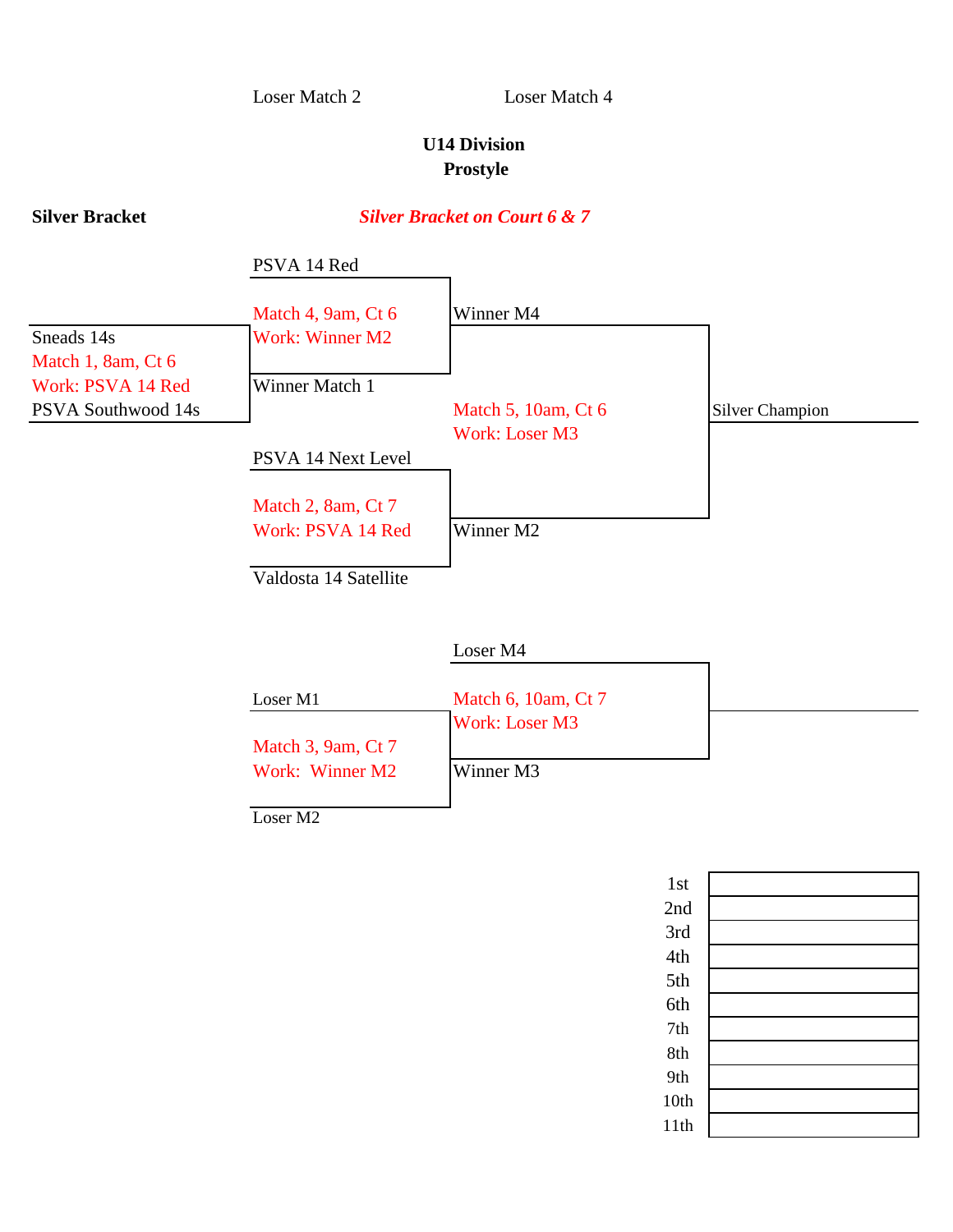Loser Match 2 Loser Match 4

**U14 Division**
**Prostyle**

**Silver Bracket**

***Silver Bracket on Court 6 & 7***

PSVA 14 Red

Match 4, 9am, Ct 6
Work: Winner M2

Winner M4

Sneads 14s
Match 1, 8am, Ct 6
Work: PSVA 14 Red
PSVA Southwood 14s

Winner Match 1

Match 5, 10am, Ct 6
Work: Loser M3

Silver Champion

PSVA 14 Next Level

Match 2, 8am, Ct 7
Work: PSVA 14 Red

Winner M2

Valdosta 14 Satellite

Loser M4

Loser M1

Match 6, 10am, Ct 7
Work: Loser M3

Match 3, 9am, Ct 7
Work: Winner M2

Winner M3

Loser M2

| | |
|---|---|
| 1st | |
| 2nd | |
| 3rd | |
| 4th | |
| 5th | |
| 6th | |
| 7th | |
| 8th | |
| 9th | |
| 10th | |
| 11th | |